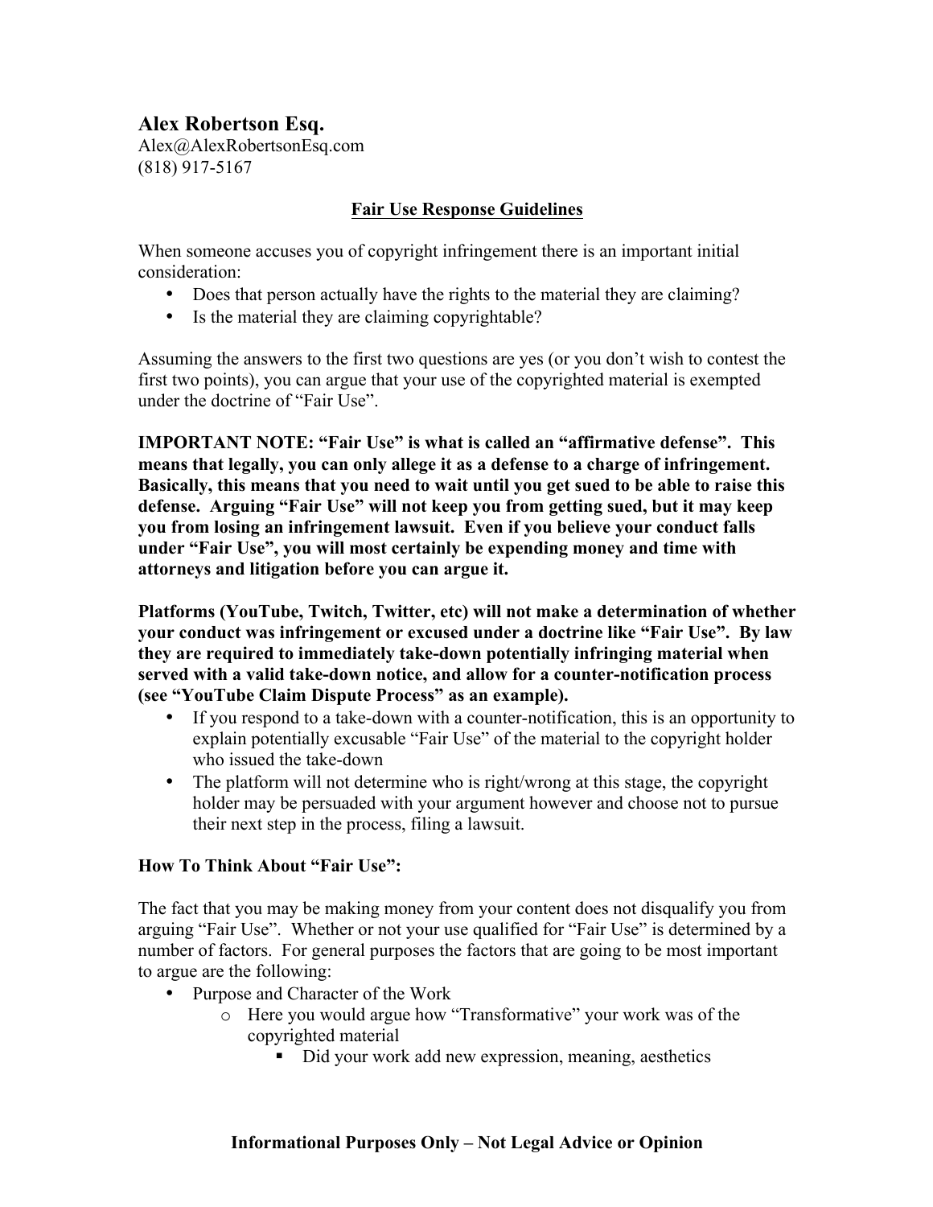## Alex Robertson Esq.

Alex@AlexRobertsonEsq.com
(818) 917-5167

**Fair Use Response Guidelines**

When someone accuses you of copyright infringement there is an important initial consideration:

- Does that person actually have the rights to the material they are claiming?
- Is the material they are claiming copyrightable?

Assuming the answers to the first two questions are yes (or you don't wish to contest the first two points), you can argue that your use of the copyrighted material is exempted under the doctrine of "Fair Use".

**IMPORTANT NOTE: "Fair Use" is what is called an "affirmative defense". This means that legally, you can only allege it as a defense to a charge of infringement. Basically, this means that you need to wait until you get sued to be able to raise this defense. Arguing "Fair Use" will not keep you from getting sued, but it may keep you from losing an infringement lawsuit. Even if you believe your conduct falls under "Fair Use", you will most certainly be expending money and time with attorneys and litigation before you can argue it.**

**Platforms (YouTube, Twitch, Twitter, etc) will not make a determination of whether your conduct was infringement or excused under a doctrine like "Fair Use". By law they are required to immediately take-down potentially infringing material when served with a valid take-down notice, and allow for a counter-notification process (see "YouTube Claim Dispute Process" as an example).**

- If you respond to a take-down with a counter-notification, this is an opportunity to explain potentially excusable "Fair Use" of the material to the copyright holder who issued the take-down
- The platform will not determine who is right/wrong at this stage, the copyright holder may be persuaded with your argument however and choose not to pursue their next step in the process, filing a lawsuit.

**How To Think About "Fair Use":**

The fact that you may be making money from your content does not disqualify you from arguing "Fair Use". Whether or not your use qualified for "Fair Use" is determined by a number of factors. For general purposes the factors that are going to be most important to argue are the following:

- Purpose and Character of the Work
  - Here you would argue how "Transformative" your work was of the copyrighted material
    - Did your work add new expression, meaning, aesthetics

**Informational Purposes Only – Not Legal Advice or Opinion**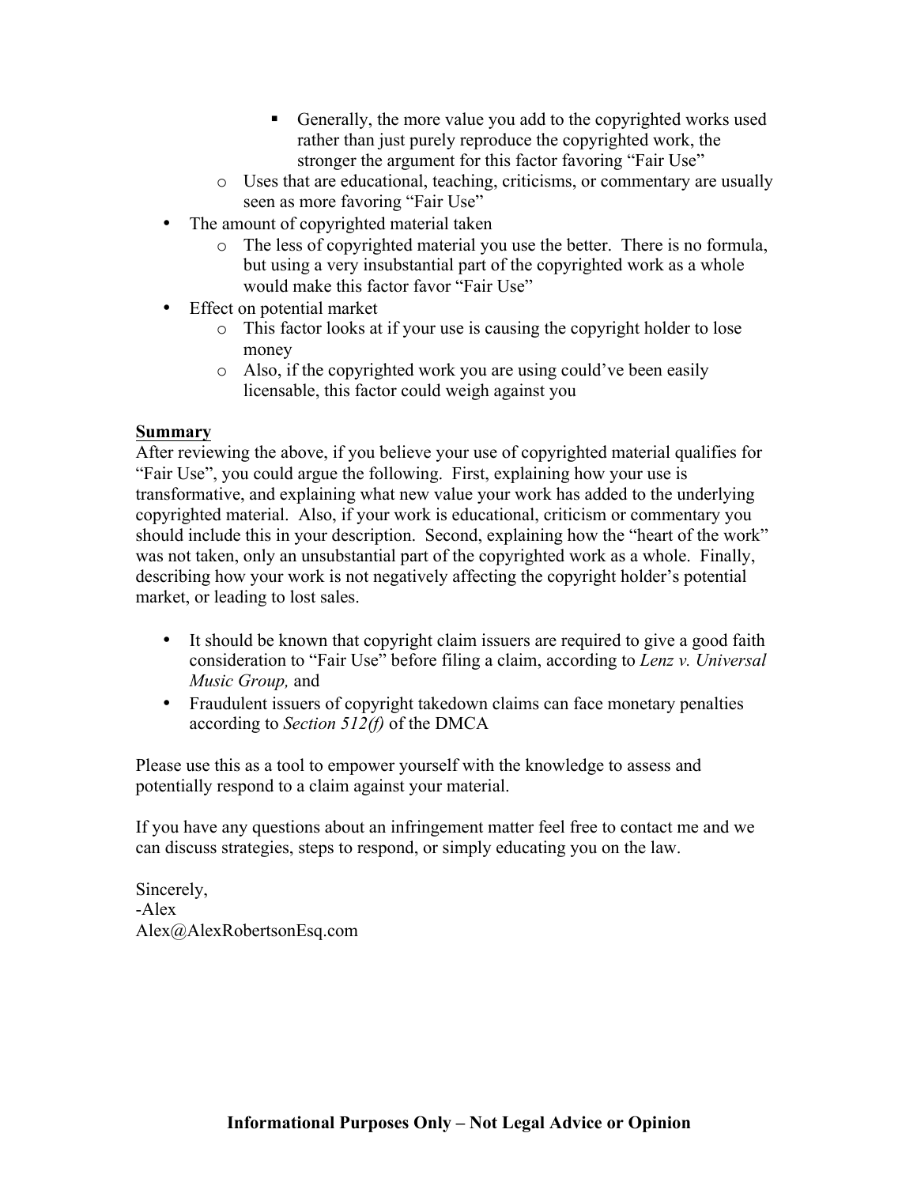- Generally, the more value you add to the copyrighted works used rather than just purely reproduce the copyrighted work, the stronger the argument for this factor favoring "Fair Use"
    - Uses that are educational, teaching, criticisms, or commentary are usually seen as more favoring "Fair Use"
- The amount of copyrighted material taken
    - The less of copyrighted material you use the better. There is no formula, but using a very insubstantial part of the copyrighted work as a whole would make this factor favor "Fair Use"
- Effect on potential market
    - This factor looks at if your use is causing the copyright holder to lose money
    - Also, if the copyrighted work you are using could've been easily licensable, this factor could weigh against you

**Summary**

After reviewing the above, if you believe your use of copyrighted material qualifies for "Fair Use", you could argue the following. First, explaining how your use is transformative, and explaining what new value your work has added to the underlying copyrighted material. Also, if your work is educational, criticism or commentary you should include this in your description. Second, explaining how the "heart of the work" was not taken, only an unsubstantial part of the copyrighted work as a whole. Finally, describing how your work is not negatively affecting the copyright holder's potential market, or leading to lost sales.

- It should be known that copyright claim issuers are required to give a good faith consideration to "Fair Use" before filing a claim, according to *Lenz v. Universal Music Group,* and
- Fraudulent issuers of copyright takedown claims can face monetary penalties according to *Section 512(f)* of the DMCA

Please use this as a tool to empower yourself with the knowledge to assess and potentially respond to a claim against your material.

If you have any questions about an infringement matter feel free to contact me and we can discuss strategies, steps to respond, or simply educating you on the law.

Sincerely,
-Alex
Alex@AlexRobertsonEsq.com

**Informational Purposes Only – Not Legal Advice or Opinion**